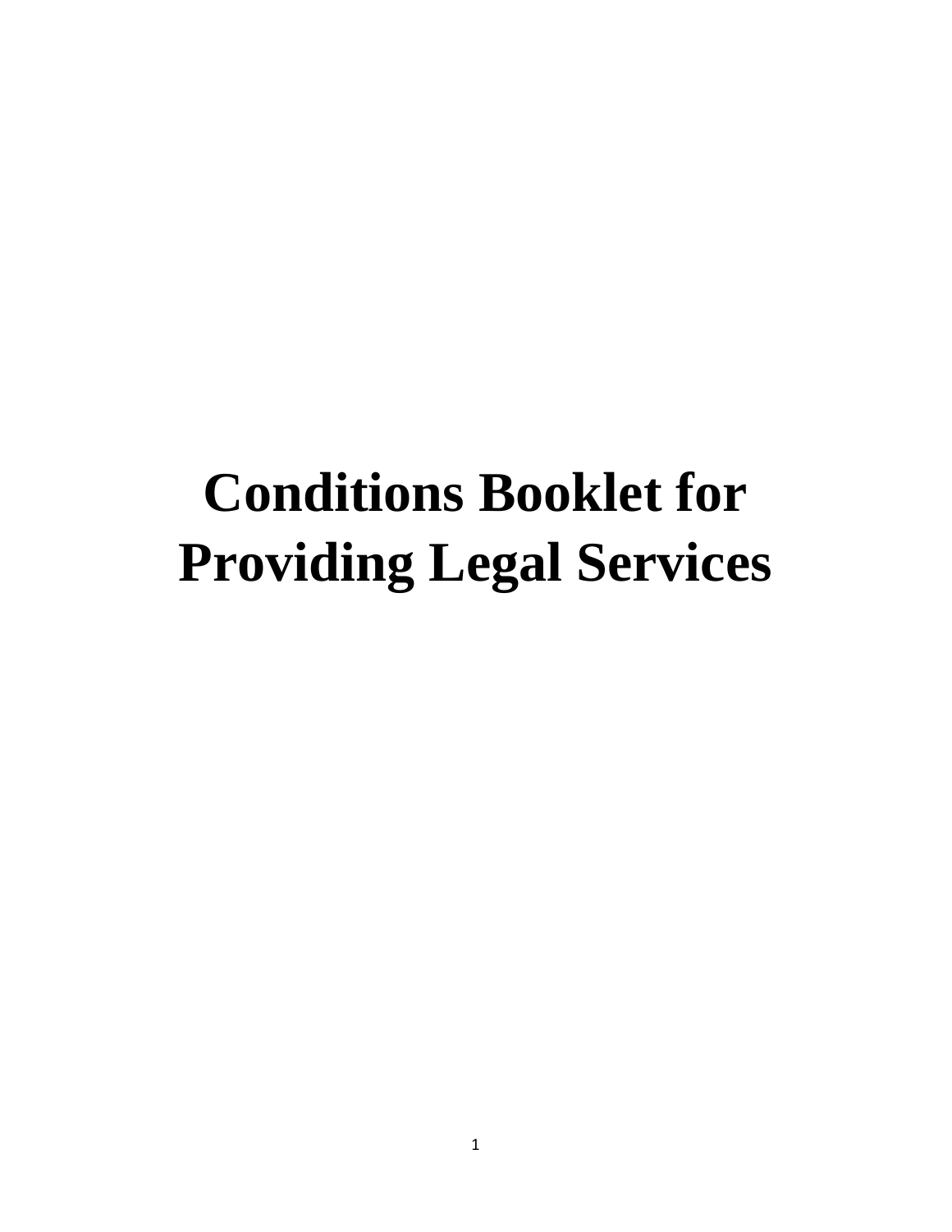# Conditions Booklet for Providing Legal Services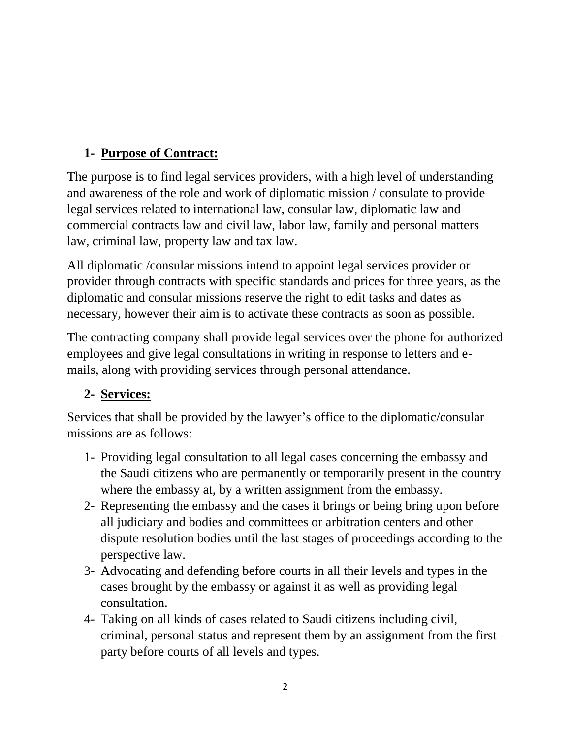## 1- Purpose of Contract:

The purpose is to find legal services providers, with a high level of understanding and awareness of the role and work of diplomatic mission / consulate to provide legal services related to international law, consular law, diplomatic law and commercial contracts law and civil law, labor law, family and personal matters law, criminal law, property law and tax law.

All diplomatic /consular missions intend to appoint legal services provider or provider through contracts with specific standards and prices for three years, as the diplomatic and consular missions reserve the right to edit tasks and dates as necessary, however their aim is to activate these contracts as soon as possible.

The contracting company shall provide legal services over the phone for authorized employees and give legal consultations in writing in response to letters and e-mails, along with providing services through personal attendance.

## 2- Services:

Services that shall be provided by the lawyer's office to the diplomatic/consular missions are as follows:

1- Providing legal consultation to all legal cases concerning the embassy and the Saudi citizens who are permanently or temporarily present in the country where the embassy at, by a written assignment from the embassy.

2- Representing the embassy and the cases it brings or being bring upon before all judiciary and bodies and committees or arbitration centers and other dispute resolution bodies until the last stages of proceedings according to the perspective law.

3- Advocating and defending before courts in all their levels and types in the cases brought by the embassy or against it as well as providing legal consultation.

4- Taking on all kinds of cases related to Saudi citizens including civil, criminal, personal status and represent them by an assignment from the first party before courts of all levels and types.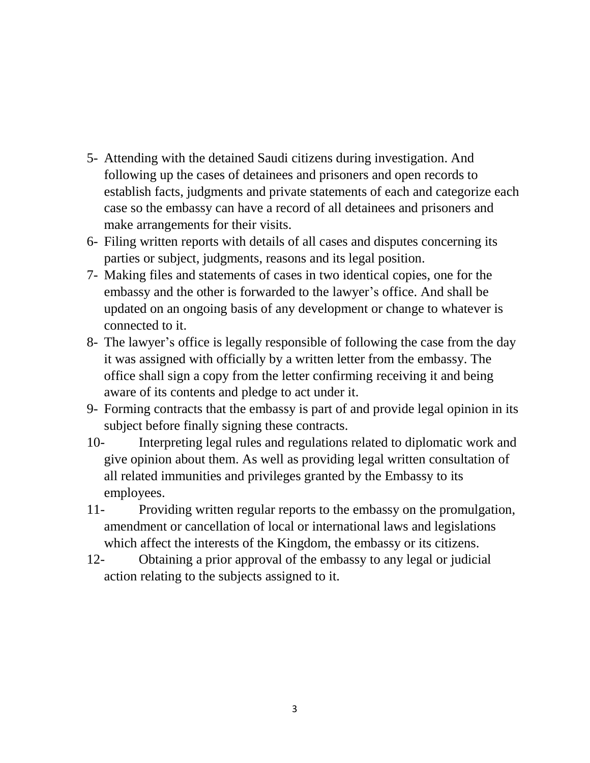5- Attending with the detained Saudi citizens during investigation. And following up the cases of detainees and prisoners and open records to establish facts, judgments and private statements of each and categorize each case so the embassy can have a record of all detainees and prisoners and make arrangements for their visits.

6- Filing written reports with details of all cases and disputes concerning its parties or subject, judgments, reasons and its legal position.

7- Making files and statements of cases in two identical copies, one for the embassy and the other is forwarded to the lawyer's office. And shall be updated on an ongoing basis of any development or change to whatever is connected to it.

8- The lawyer's office is legally responsible of following the case from the day it was assigned with officially by a written letter from the embassy. The office shall sign a copy from the letter confirming receiving it and being aware of its contents and pledge to act under it.

9- Forming contracts that the embassy is part of and provide legal opinion in its subject before finally signing these contracts.

10- Interpreting legal rules and regulations related to diplomatic work and give opinion about them. As well as providing legal written consultation of all related immunities and privileges granted by the Embassy to its employees.

11- Providing written regular reports to the embassy on the promulgation, amendment or cancellation of local or international laws and legislations which affect the interests of the Kingdom, the embassy or its citizens.

12- Obtaining a prior approval of the embassy to any legal or judicial action relating to the subjects assigned to it.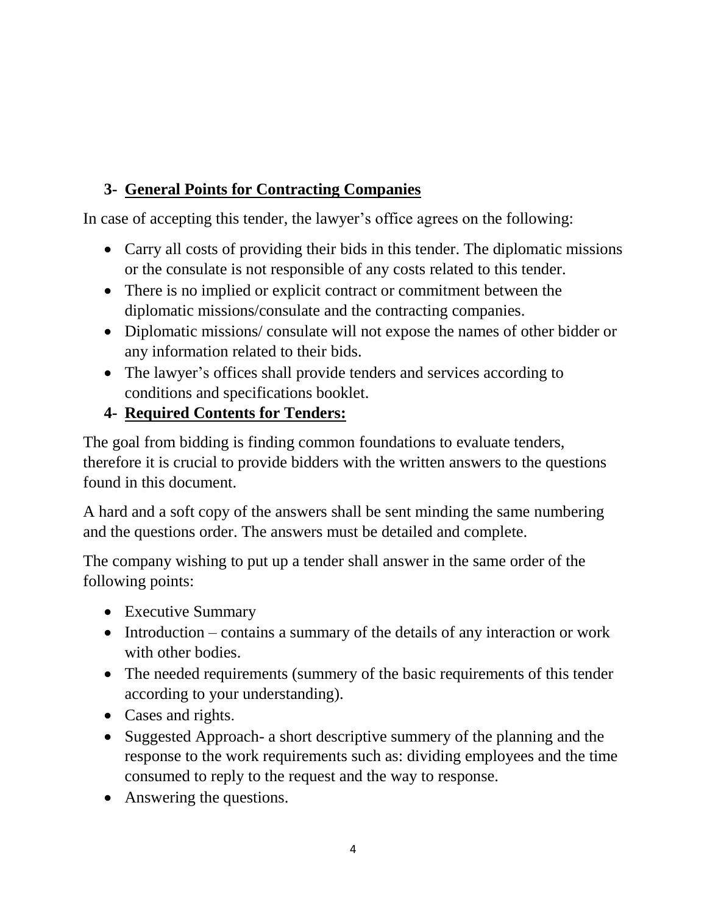## 3- General Points for Contracting Companies

In case of accepting this tender, the lawyer's office agrees on the following:

- Carry all costs of providing their bids in this tender. The diplomatic missions or the consulate is not responsible of any costs related to this tender.
- There is no implied or explicit contract or commitment between the diplomatic missions/consulate and the contracting companies.
- Diplomatic missions/ consulate will not expose the names of other bidder or any information related to their bids.
- The lawyer's offices shall provide tenders and services according to conditions and specifications booklet.

## 4- Required Contents for Tenders:

The goal from bidding is finding common foundations to evaluate tenders, therefore it is crucial to provide bidders with the written answers to the questions found in this document.

A hard and a soft copy of the answers shall be sent minding the same numbering and the questions order. The answers must be detailed and complete.

The company wishing to put up a tender shall answer in the same order of the following points:

- Executive Summary
- Introduction – contains a summary of the details of any interaction or work with other bodies.
- The needed requirements (summery of the basic requirements of this tender according to your understanding).
- Cases and rights.
- Suggested Approach- a short descriptive summery of the planning and the response to the work requirements such as: dividing employees and the time consumed to reply to the request and the way to response.
- Answering the questions.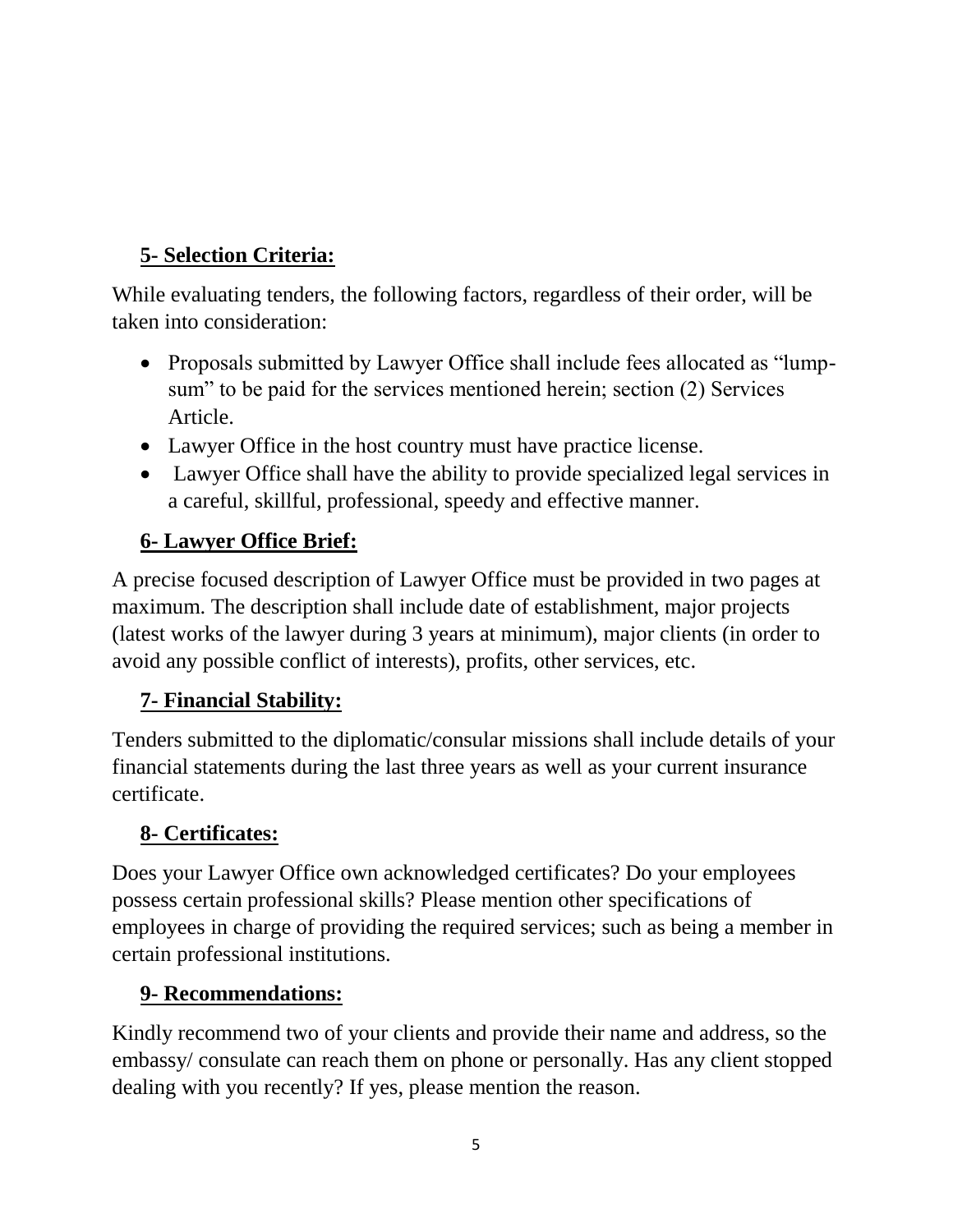## 5- Selection Criteria:

While evaluating tenders, the following factors, regardless of their order, will be taken into consideration:

- Proposals submitted by Lawyer Office shall include fees allocated as "lump-sum" to be paid for the services mentioned herein; section (2) Services Article.
- Lawyer Office in the host country must have practice license.
- Lawyer Office shall have the ability to provide specialized legal services in a careful, skillful, professional, speedy and effective manner.

## 6- Lawyer Office Brief:

A precise focused description of Lawyer Office must be provided in two pages at maximum. The description shall include date of establishment, major projects (latest works of the lawyer during 3 years at minimum), major clients (in order to avoid any possible conflict of interests), profits, other services, etc.

## 7- Financial Stability:

Tenders submitted to the diplomatic/consular missions shall include details of your financial statements during the last three years as well as your current insurance certificate.

## 8- Certificates:

Does your Lawyer Office own acknowledged certificates? Do your employees possess certain professional skills? Please mention other specifications of employees in charge of providing the required services; such as being a member in certain professional institutions.

## 9- Recommendations:

Kindly recommend two of your clients and provide their name and address, so the embassy/ consulate can reach them on phone or personally. Has any client stopped dealing with you recently? If yes, please mention the reason.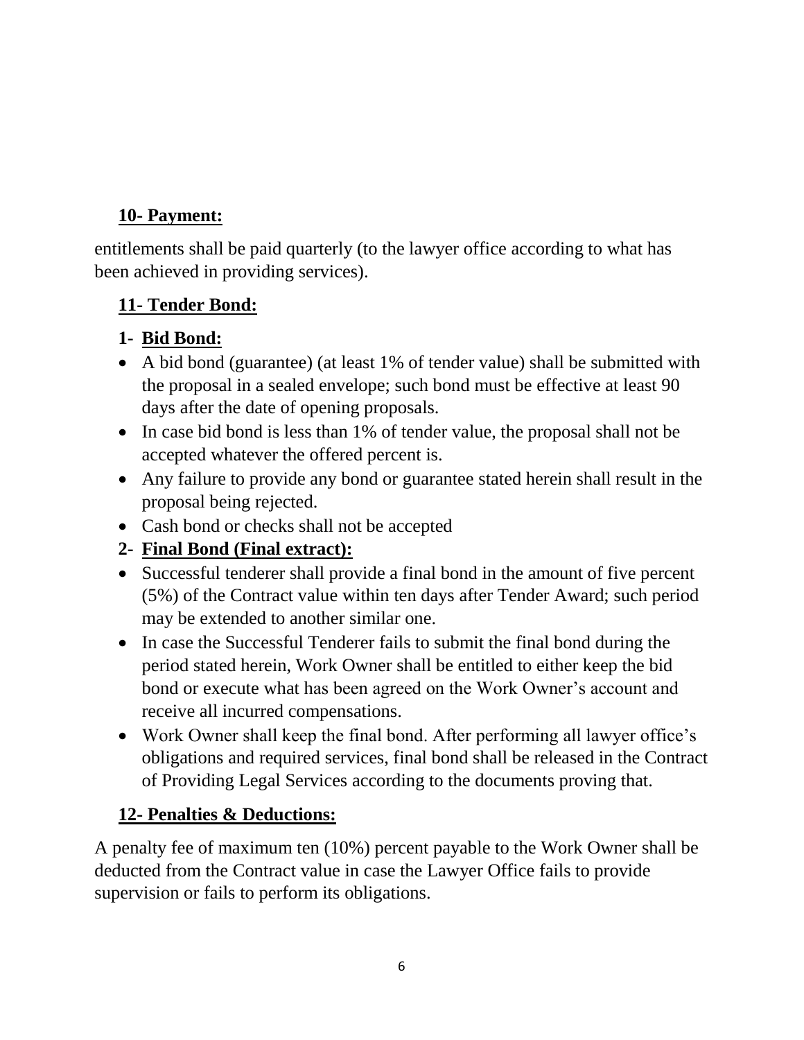## 10- Payment:

entitlements shall be paid quarterly (to the lawyer office according to what has been achieved in providing services).

## 11- Tender Bond:

### 1- Bid Bond:

- A bid bond (guarantee) (at least 1% of tender value) shall be submitted with the proposal in a sealed envelope; such bond must be effective at least 90 days after the date of opening proposals.
- In case bid bond is less than 1% of tender value, the proposal shall not be accepted whatever the offered percent is.
- Any failure to provide any bond or guarantee stated herein shall result in the proposal being rejected.
- Cash bond or checks shall not be accepted

### 2- Final Bond (Final extract):

- Successful tenderer shall provide a final bond in the amount of five percent (5%) of the Contract value within ten days after Tender Award; such period may be extended to another similar one.
- In case the Successful Tenderer fails to submit the final bond during the period stated herein, Work Owner shall be entitled to either keep the bid bond or execute what has been agreed on the Work Owner's account and receive all incurred compensations.
- Work Owner shall keep the final bond. After performing all lawyer office's obligations and required services, final bond shall be released in the Contract of Providing Legal Services according to the documents proving that.

## 12- Penalties & Deductions:

A penalty fee of maximum ten (10%) percent payable to the Work Owner shall be deducted from the Contract value in case the Lawyer Office fails to provide supervision or fails to perform its obligations.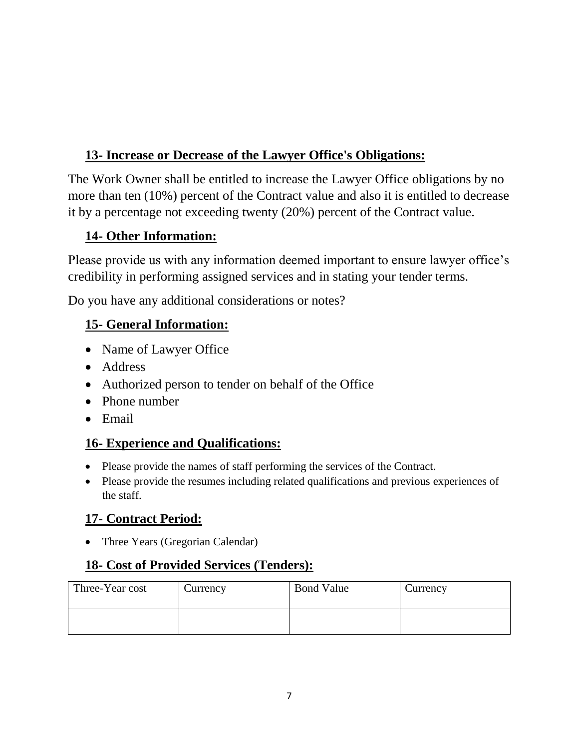## 13- Increase or Decrease of the Lawyer Office's Obligations:

The Work Owner shall be entitled to increase the Lawyer Office obligations by no more than ten (10%) percent of the Contract value and also it is entitled to decrease it by a percentage not exceeding twenty (20%) percent of the Contract value.

## 14- Other Information:

Please provide us with any information deemed important to ensure lawyer office's credibility in performing assigned services and in stating your tender terms.

Do you have any additional considerations or notes?

## 15- General Information:

- Name of Lawyer Office
- Address
- Authorized person to tender on behalf of the Office
- Phone number
- Email

## 16- Experience and Qualifications:

- Please provide the names of staff performing the services of the Contract.
- Please provide the resumes including related qualifications and previous experiences of the staff.

## 17- Contract Period:

- Three Years (Gregorian Calendar)

## 18- Cost of Provided Services (Tenders):

| Three-Year cost | Currency | Bond Value | Currency |
| --- | --- | --- | --- |
| | | | |